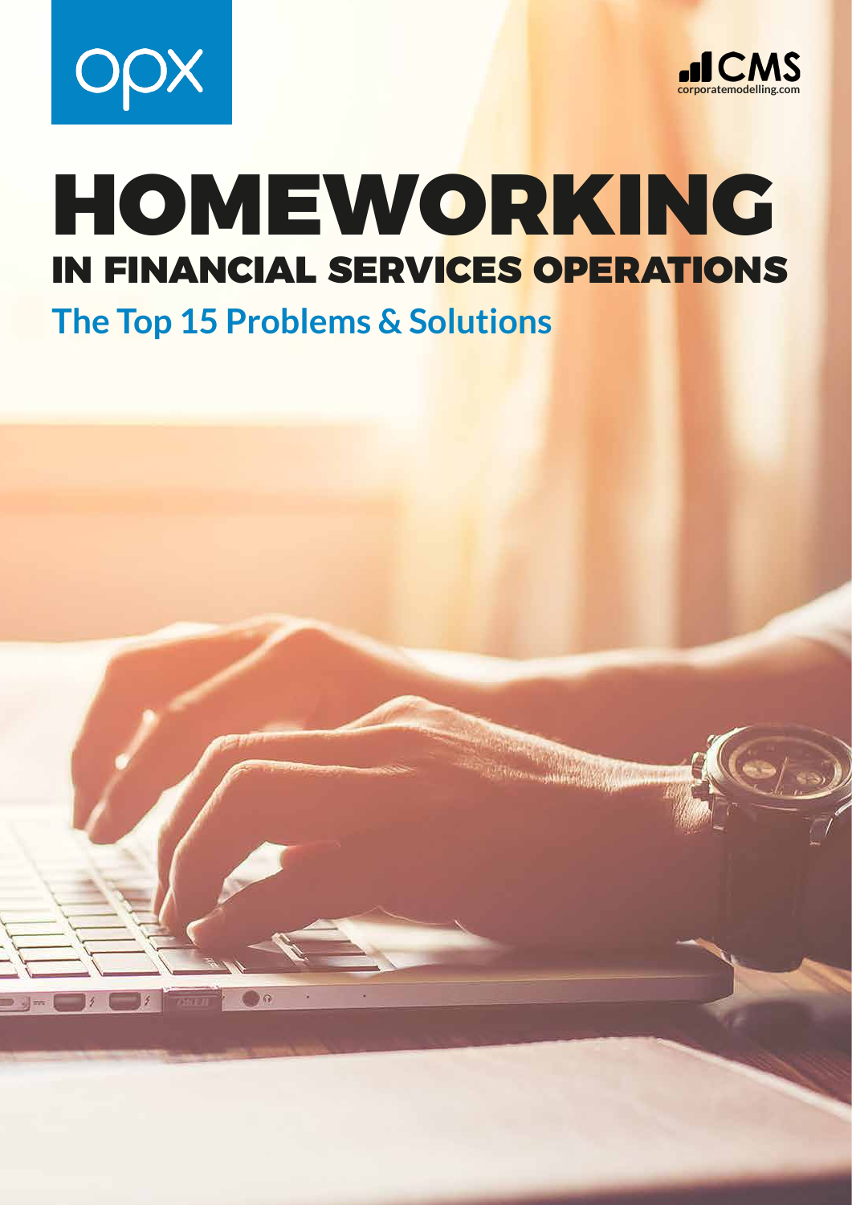opx

CMS
corporatemodelling.com

# HOMEWORKING
## IN FINANCIAL SERVICES OPERATIONS

### The Top 15 Problems & Solutions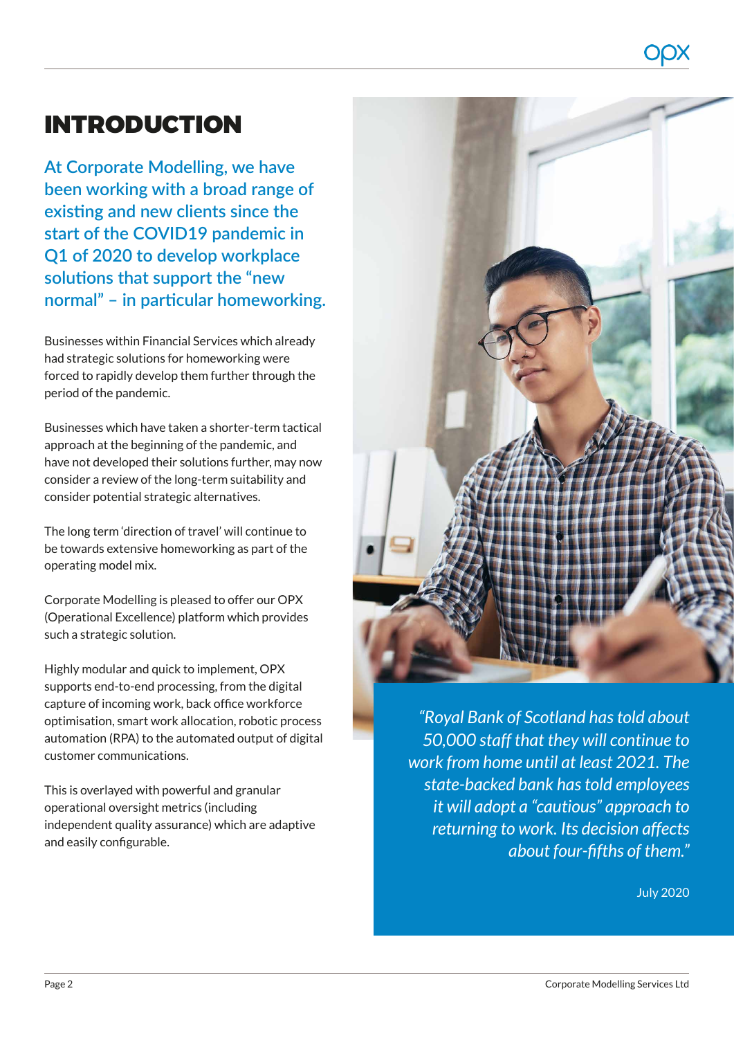# INTRODUCTION

**At Corporate Modelling, we have been working with a broad range of existing and new clients since the start of the COVID19 pandemic in Q1 of 2020 to develop workplace solutions that support the "new normal" – in particular homeworking.**

Businesses within Financial Services which already had strategic solutions for homeworking were forced to rapidly develop them further through the period of the pandemic.

Businesses which have taken a shorter-term tactical approach at the beginning of the pandemic, and have not developed their solutions further, may now consider a review of the long-term suitability and consider potential strategic alternatives.

The long term 'direction of travel' will continue to be towards extensive homeworking as part of the operating model mix.

Corporate Modelling is pleased to offer our OPX (Operational Excellence) platform which provides such a strategic solution.

Highly modular and quick to implement, OPX supports end-to-end processing, from the digital capture of incoming work, back office workforce optimisation, smart work allocation, robotic process automation (RPA) to the automated output of digital customer communications.

This is overlayed with powerful and granular operational oversight metrics (including independent quality assurance) which are adaptive and easily configurable.

> *"Royal Bank of Scotland has told about 50,000 staff that they will continue to work from home until at least 2021. The state-backed bank has told employees it will adopt a "cautious" approach to returning to work. Its decision affects about four-fifths of them."*
>
> July 2020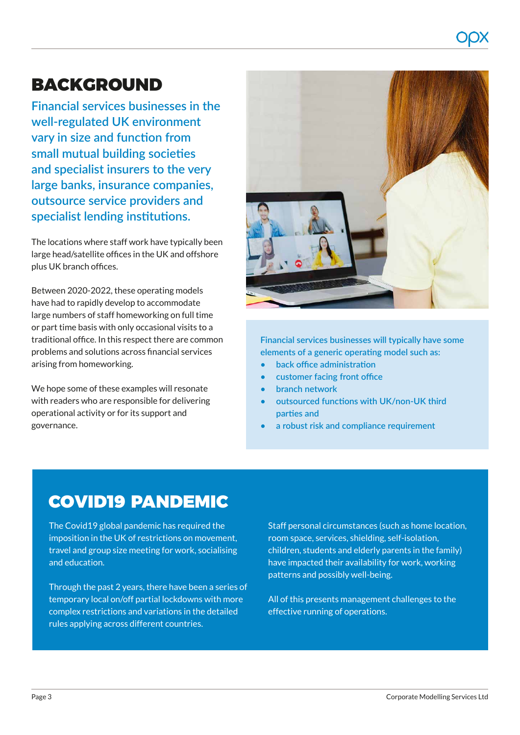# BACKGROUND

**Financial services businesses in the well-regulated UK environment vary in size and function from small mutual building societies and specialist insurers to the very large banks, insurance companies, outsource service providers and specialist lending institutions.**

The locations where staff work have typically been large head/satellite offices in the UK and offshore plus UK branch offices.

Between 2020-2022, these operating models have had to rapidly develop to accommodate large numbers of staff homeworking on full time or part time basis with only occasional visits to a traditional office. In this respect there are common problems and solutions across financial services arising from homeworking.

We hope some of these examples will resonate with readers who are responsible for delivering operational activity or for its support and governance.

Financial services businesses will typically have some elements of a generic operating model such as:

- back office administration
- customer facing front office
- branch network
- outsourced functions with UK/non-UK third parties and
- a robust risk and compliance requirement

# COVID19 PANDEMIC

The Covid19 global pandemic has required the imposition in the UK of restrictions on movement, travel and group size meeting for work, socialising and education.

Through the past 2 years, there have been a series of temporary local on/off partial lockdowns with more complex restrictions and variations in the detailed rules applying across different countries.

Staff personal circumstances (such as home location, room space, services, shielding, self-isolation, children, students and elderly parents in the family) have impacted their availability for work, working patterns and possibly well-being.

All of this presents management challenges to the effective running of operations.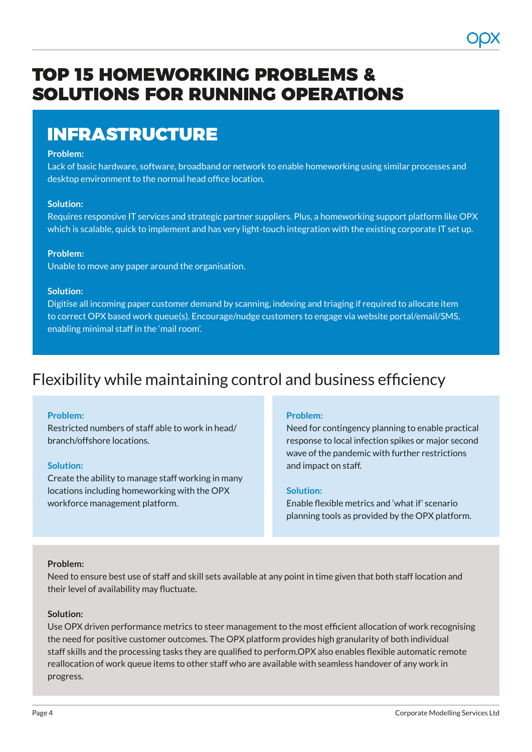# TOP 15 HOMEWORKING PROBLEMS & SOLUTIONS FOR RUNNING OPERATIONS

## INFRASTRUCTURE

**Problem:**
Lack of basic hardware, software, broadband or network to enable homeworking using similar processes and desktop environment to the normal head office location.

**Solution:**
Requires responsive IT services and strategic partner suppliers. Plus, a homeworking support platform like OPX which is scalable, quick to implement and has very light-touch integration with the existing corporate IT set up.

**Problem:**
Unable to move any paper around the organisation.

**Solution:**
Digitise all incoming paper customer demand by scanning, indexing and triaging if required to allocate item to correct OPX based work queue(s). Encourage/nudge customers to engage via website portal/email/SMS, enabling minimal staff in the 'mail room'.

## Flexibility while maintaining control and business efficiency

**Problem:**
Restricted numbers of staff able to work in head/branch/offshore locations.

**Solution:**
Create the ability to manage staff working in many locations including homeworking with the OPX workforce management platform.

**Problem:**
Need for contingency planning to enable practical response to local infection spikes or major second wave of the pandemic with further restrictions and impact on staff.

**Solution:**
Enable flexible metrics and 'what if' scenario planning tools as provided by the OPX platform.

**Problem:**
Need to ensure best use of staff and skill sets available at any point in time given that both staff location and their level of availability may fluctuate.

**Solution:**
Use OPX driven performance metrics to steer management to the most efficient allocation of work recognising the need for positive customer outcomes. The OPX platform provides high granularity of both individual staff skills and the processing tasks they are qualified to perform.OPX also enables flexible automatic remote reallocation of work queue items to other staff who are available with seamless handover of any work in progress.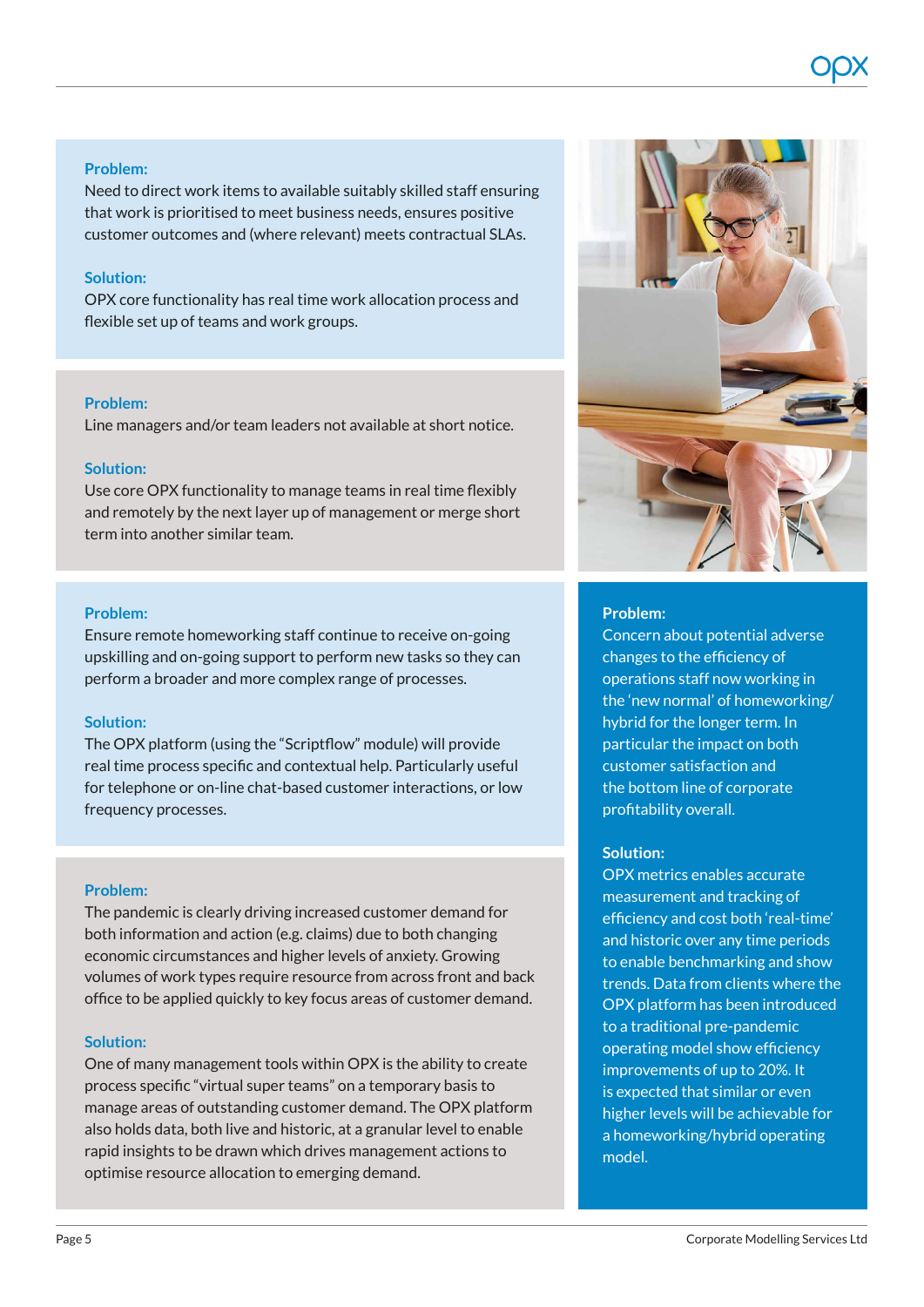**Problem:**
Need to direct work items to available suitably skilled staff ensuring that work is prioritised to meet business needs, ensures positive customer outcomes and (where relevant) meets contractual SLAs.

**Solution:**
OPX core functionality has real time work allocation process and flexible set up of teams and work groups.

**Problem:**
Line managers and/or team leaders not available at short notice.

**Solution:**
Use core OPX functionality to manage teams in real time flexibly and remotely by the next layer up of management or merge short term into another similar team.

**Problem:**
Ensure remote homeworking staff continue to receive on-going upskilling and on-going support to perform new tasks so they can perform a broader and more complex range of processes.

**Solution:**
The OPX platform (using the "Scriptflow" module) will provide real time process specific and contextual help. Particularly useful for telephone or on-line chat-based customer interactions, or low frequency processes.

**Problem:**
The pandemic is clearly driving increased customer demand for both information and action (e.g. claims) due to both changing economic circumstances and higher levels of anxiety. Growing volumes of work types require resource from across front and back office to be applied quickly to key focus areas of customer demand.

**Solution:**
One of many management tools within OPX is the ability to create process specific "virtual super teams" on a temporary basis to manage areas of outstanding customer demand. The OPX platform also holds data, both live and historic, at a granular level to enable rapid insights to be drawn which drives management actions to optimise resource allocation to emerging demand.

**Problem:**
Concern about potential adverse changes to the efficiency of operations staff now working in the 'new normal' of homeworking/hybrid for the longer term. In particular the impact on both customer satisfaction and the bottom line of corporate profitability overall.

**Solution:**
OPX metrics enables accurate measurement and tracking of efficiency and cost both 'real-time' and historic over any time periods to enable benchmarking and show trends. Data from clients where the OPX platform has been introduced to a traditional pre-pandemic operating model show efficiency improvements of up to 20%. It is expected that similar or even higher levels will be achievable for a homeworking/hybrid operating model.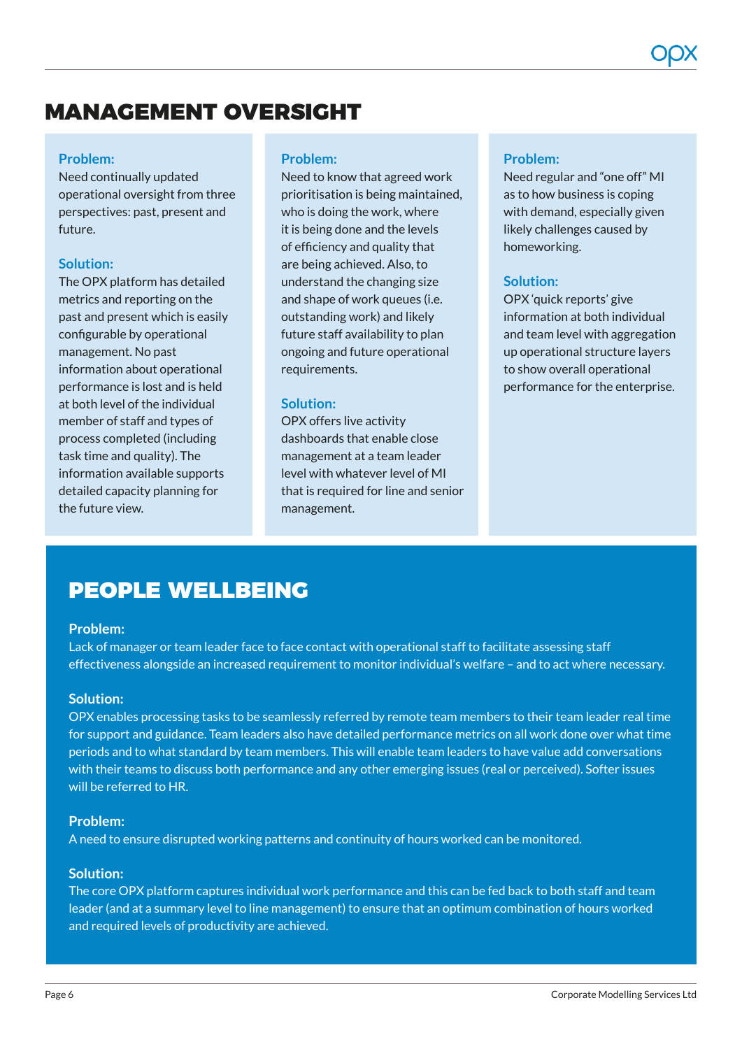## MANAGEMENT OVERSIGHT

**Problem:**
Need continually updated operational oversight from three perspectives: past, present and future.

**Solution:**
The OPX platform has detailed metrics and reporting on the past and present which is easily configurable by operational management. No past information about operational performance is lost and is held at both level of the individual member of staff and types of process completed (including task time and quality). The information available supports detailed capacity planning for the future view.

**Problem:**
Need to know that agreed work prioritisation is being maintained, who is doing the work, where it is being done and the levels of efficiency and quality that are being achieved. Also, to understand the changing size and shape of work queues (i.e. outstanding work) and likely future staff availability to plan ongoing and future operational requirements.

**Solution:**
OPX offers live activity dashboards that enable close management at a team leader level with whatever level of MI that is required for line and senior management.

**Problem:**
Need regular and "one off" MI as to how business is coping with demand, especially given likely challenges caused by homeworking.

**Solution:**
OPX 'quick reports' give information at both individual and team level with aggregation up operational structure layers to show overall operational performance for the enterprise.

## PEOPLE WELLBEING

**Problem:**
Lack of manager or team leader face to face contact with operational staff to facilitate assessing staff effectiveness alongside an increased requirement to monitor individual's welfare – and to act where necessary.

**Solution:**
OPX enables processing tasks to be seamlessly referred by remote team members to their team leader real time for support and guidance. Team leaders also have detailed performance metrics on all work done over what time periods and to what standard by team members. This will enable team leaders to have value add conversations with their teams to discuss both performance and any other emerging issues (real or perceived). Softer issues will be referred to HR.

**Problem:**
A need to ensure disrupted working patterns and continuity of hours worked can be monitored.

**Solution:**
The core OPX platform captures individual work performance and this can be fed back to both staff and team leader (and at a summary level to line management) to ensure that an optimum combination of hours worked and required levels of productivity are achieved.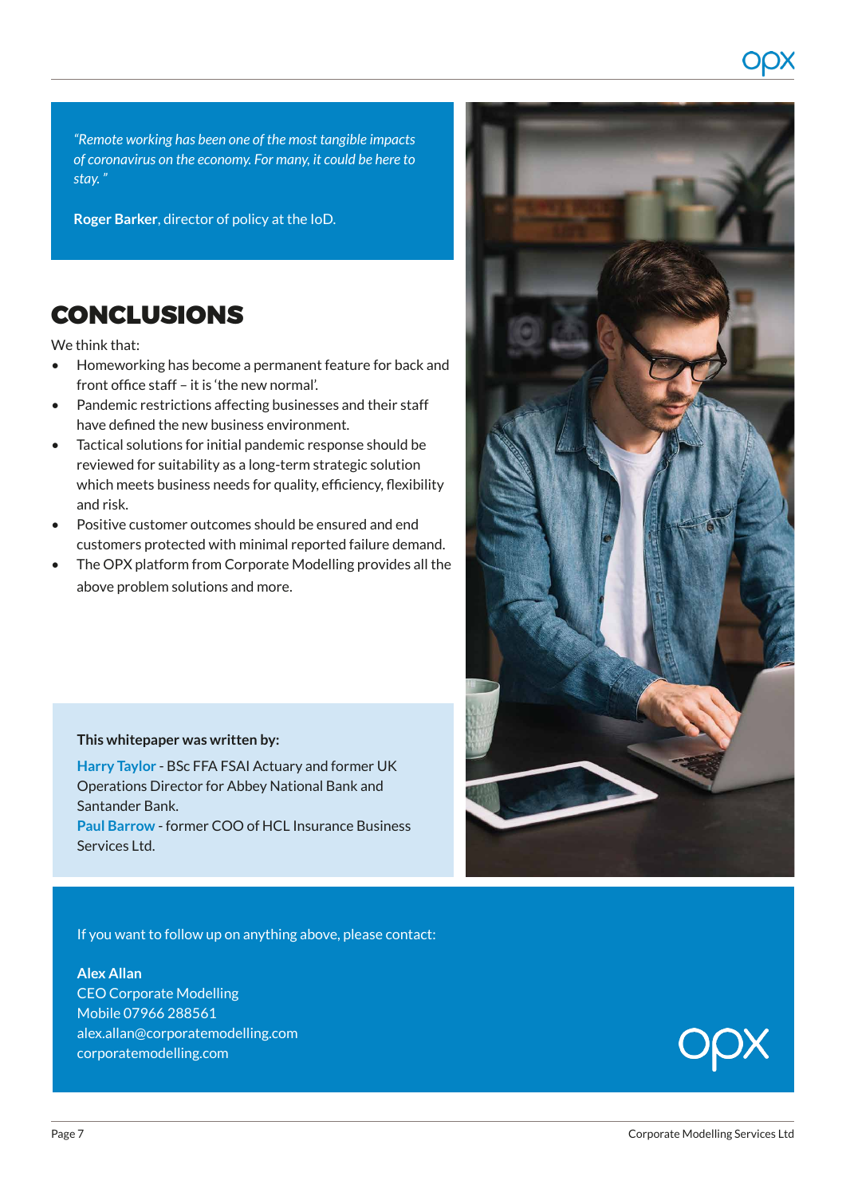*"Remote working has been one of the most tangible impacts of coronavirus on the economy. For many, it could be here to stay."*

**Roger Barker**, director of policy at the IoD.

# CONCLUSIONS

We think that:

- Homeworking has become a permanent feature for back and front office staff – it is 'the new normal'.
- Pandemic restrictions affecting businesses and their staff have defined the new business environment.
- Tactical solutions for initial pandemic response should be reviewed for suitability as a long-term strategic solution which meets business needs for quality, efficiency, flexibility and risk.
- Positive customer outcomes should be ensured and end customers protected with minimal reported failure demand.
- The OPX platform from Corporate Modelling provides all the above problem solutions and more.

**This whitepaper was written by:**

**Harry Taylor** - BSc FFA FSAI Actuary and former UK Operations Director for Abbey National Bank and Santander Bank.
**Paul Barrow** - former COO of HCL Insurance Business Services Ltd.

If you want to follow up on anything above, please contact:

**Alex Allan**
CEO Corporate Modelling
Mobile 07966 288561
alex.allan@corporatemodelling.com
corporatemodelling.com